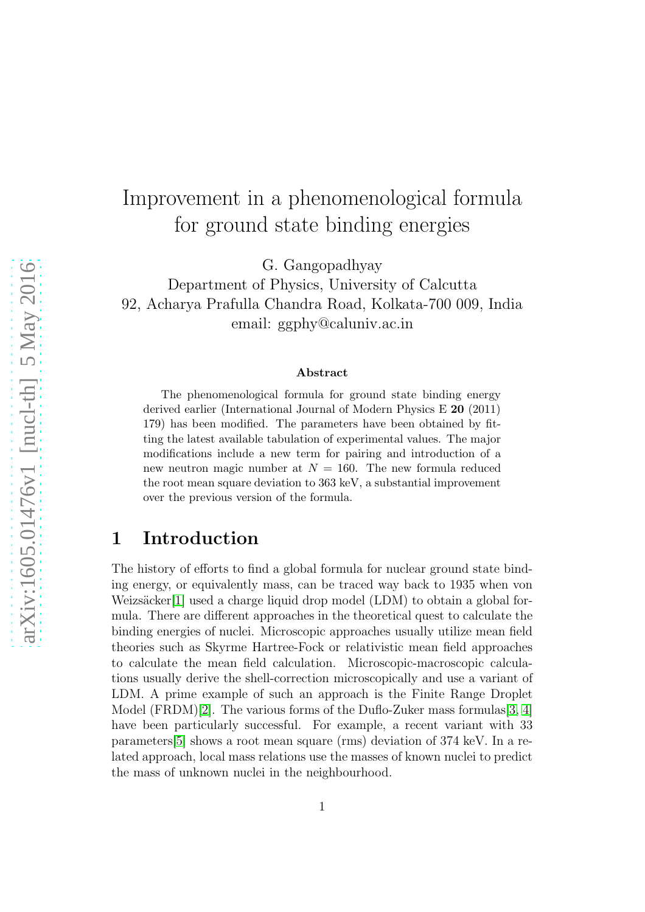# Improvement in a phenomenological formula for ground state binding energies

G. Gangopadhyay
Department of Physics, University of Calcutta
92, Acharya Prafulla Chandra Road, Kolkata-700 009, India
email: ggphy@caluniv.ac.in

### Abstract

The phenomenological formula for ground state binding energy derived earlier (International Journal of Modern Physics E **20** (2011) 179) has been modified. The parameters have been obtained by fitting the latest available tabulation of experimental values. The major modifications include a new term for pairing and introduction of a new neutron magic number at $N = 160$. The new formula reduced the root mean square deviation to 363 keV, a substantial improvement over the previous version of the formula.

## 1 Introduction

The history of efforts to find a global formula for nuclear ground state binding energy, or equivalently mass, can be traced way back to 1935 when von Weizsäcker[1] used a charge liquid drop model (LDM) to obtain a global formula. There are different approaches in the theoretical quest to calculate the binding energies of nuclei. Microscopic approaches usually utilize mean field theories such as Skyrme Hartree-Fock or relativistic mean field approaches to calculate the mean field calculation. Microscopic-macroscopic calculations usually derive the shell-correction microscopically and use a variant of LDM. A prime example of such an approach is the Finite Range Droplet Model (FRDM)[2]. The various forms of the Duflo-Zuker mass formulas[3, 4] have been particularly successful. For example, a recent variant with 33 parameters[5] shows a root mean square (rms) deviation of 374 keV. In a related approach, local mass relations use the masses of known nuclei to predict the mass of unknown nuclei in the neighbourhood.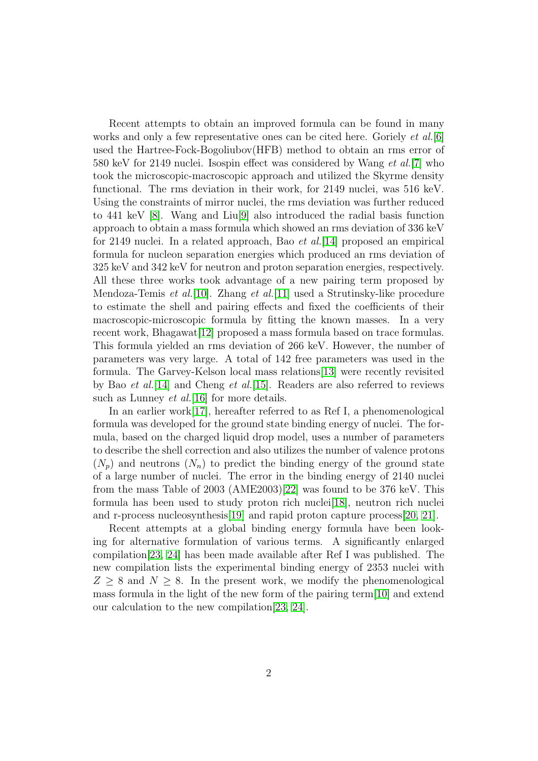Recent attempts to obtain an improved formula can be found in many works and only a few representative ones can be cited here. Goriely *et al.*[6] used the Hartree-Fock-Bogoliubov(HFB) method to obtain an rms error of 580 keV for 2149 nuclei. Isospin effect was considered by Wang *et al.*[7] who took the microscopic-macroscopic approach and utilized the Skyrme density functional. The rms deviation in their work, for 2149 nuclei, was 516 keV. Using the constraints of mirror nuclei, the rms deviation was further reduced to 441 keV [8]. Wang and Liu[9] also introduced the radial basis function approach to obtain a mass formula which showed an rms deviation of 336 keV for 2149 nuclei. In a related approach, Bao *et al.*[14] proposed an empirical formula for nucleon separation energies which produced an rms deviation of 325 keV and 342 keV for neutron and proton separation energies, respectively. All these three works took advantage of a new pairing term proposed by Mendoza-Temis *et al.*[10]. Zhang *et al.*[11] used a Strutinsky-like procedure to estimate the shell and pairing effects and fixed the coefficients of their macroscopic-microscopic formula by fitting the known masses. In a very recent work, Bhagawat[12] proposed a mass formula based on trace formulas. This formula yielded an rms deviation of 266 keV. However, the number of parameters was very large. A total of 142 free parameters was used in the formula. The Garvey-Kelson local mass relations[13] were recently revisited by Bao *et al.*[14] and Cheng *et al.*[15]. Readers are also referred to reviews such as Lunney *et al.*[16] for more details.

In an earlier work[17], hereafter referred to as Ref I, a phenomenological formula was developed for the ground state binding energy of nuclei. The formula, based on the charged liquid drop model, uses a number of parameters to describe the shell correction and also utilizes the number of valence protons ($N_p$) and neutrons ($N_n$) to predict the binding energy of the ground state of a large number of nuclei. The error in the binding energy of 2140 nuclei from the mass Table of 2003 (AME2003)[22] was found to be 376 keV. This formula has been used to study proton rich nuclei[18], neutron rich nuclei and r-process nucleosynthesis[19] and rapid proton capture process[20, 21].

Recent attempts at a global binding energy formula have been looking for alternative formulation of various terms. A significantly enlarged compilation[23, 24] has been made available after Ref I was published. The new compilation lists the experimental binding energy of 2353 nuclei with $Z \geq 8$ and $N \geq 8$. In the present work, we modify the phenomenological mass formula in the light of the new form of the pairing term[10] and extend our calculation to the new compilation[23, 24].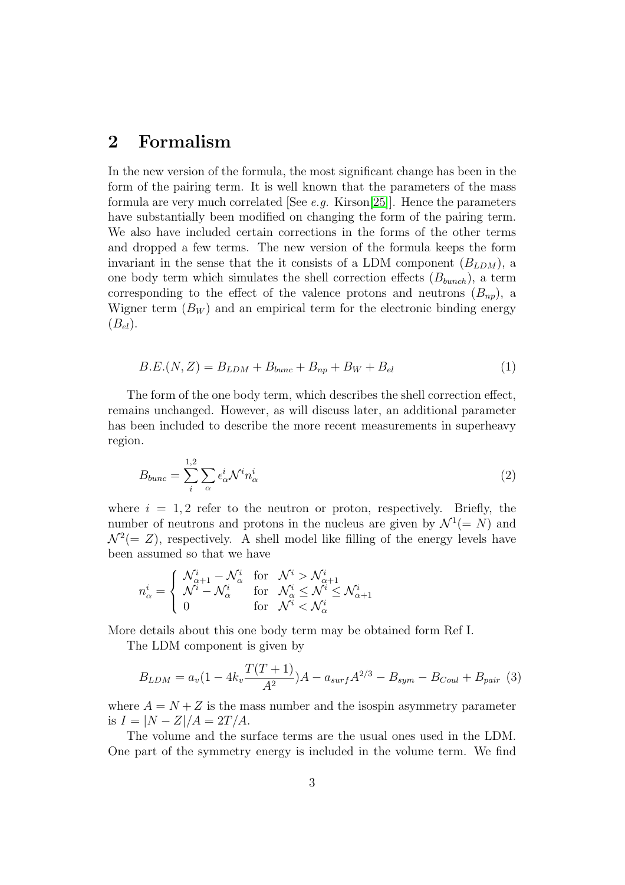## 2 Formalism

In the new version of the formula, the most significant change has been in the form of the pairing term. It is well known that the parameters of the mass formula are very much correlated [See *e.g.* Kirson[25]]. Hence the parameters have substantially been modified on changing the form of the pairing term. We also have included certain corrections in the forms of the other terms and dropped a few terms. The new version of the formula keeps the form invariant in the sense that the it consists of a LDM component ($B_{LDM}$), a one body term which simulates the shell correction effects ($B_{bunch}$), a term corresponding to the effect of the valence protons and neutrons ($B_{np}$), a Wigner term ($B_W$) and an empirical term for the electronic binding energy ($B_{el}$).

$$B.E.(N,Z) = B_{LDM} + B_{bunc} + B_{np} + B_W + B_{el} \tag{1}$$

The form of the one body term, which describes the shell correction effect, remains unchanged. However, as will discuss later, an additional parameter has been included to describe the more recent measurements in superheavy region.

$$B_{bunc} = \sum_{i}^{1,2} \sum_{\alpha} \epsilon_{\alpha}^{i} \mathcal{N}^{i} n_{\alpha}^{i} \tag{2}$$

where $i = 1, 2$ refer to the neutron or proton, respectively. Briefly, the number of neutrons and protons in the nucleus are given by $\mathcal{N}^1(= N)$ and $\mathcal{N}^2(= Z)$, respectively. A shell model like filling of the energy levels have been assumed so that we have

$$n_{\alpha}^{i} = \begin{cases} \mathcal{N}_{\alpha+1}^{i} - \mathcal{N}_{\alpha}^{i} & \text{for } \mathcal{N}^{i} > \mathcal{N}_{\alpha+1}^{i} \\ \mathcal{N}^{i} - \mathcal{N}_{\alpha}^{i} & \text{for } \mathcal{N}_{\alpha}^{i} \leq \mathcal{N}^{i} \leq \mathcal{N}_{\alpha+1}^{i} \\ 0 & \text{for } \mathcal{N}^{i} < \mathcal{N}_{\alpha}^{i} \end{cases}$$

More details about this one body term may be obtained form Ref I.

The LDM component is given by

$$B_{LDM} = a_v\left(1 - 4k_v \frac{T(T+1)}{A^2}\right)A - a_{surf}A^{2/3} - B_{sym} - B_{Coul} + B_{pair} \tag{3}$$

where $A = N + Z$ is the mass number and the isospin asymmetry parameter is $I = |N - Z|/A = 2T/A$.

The volume and the surface terms are the usual ones used in the LDM. One part of the symmetry energy is included in the volume term. We find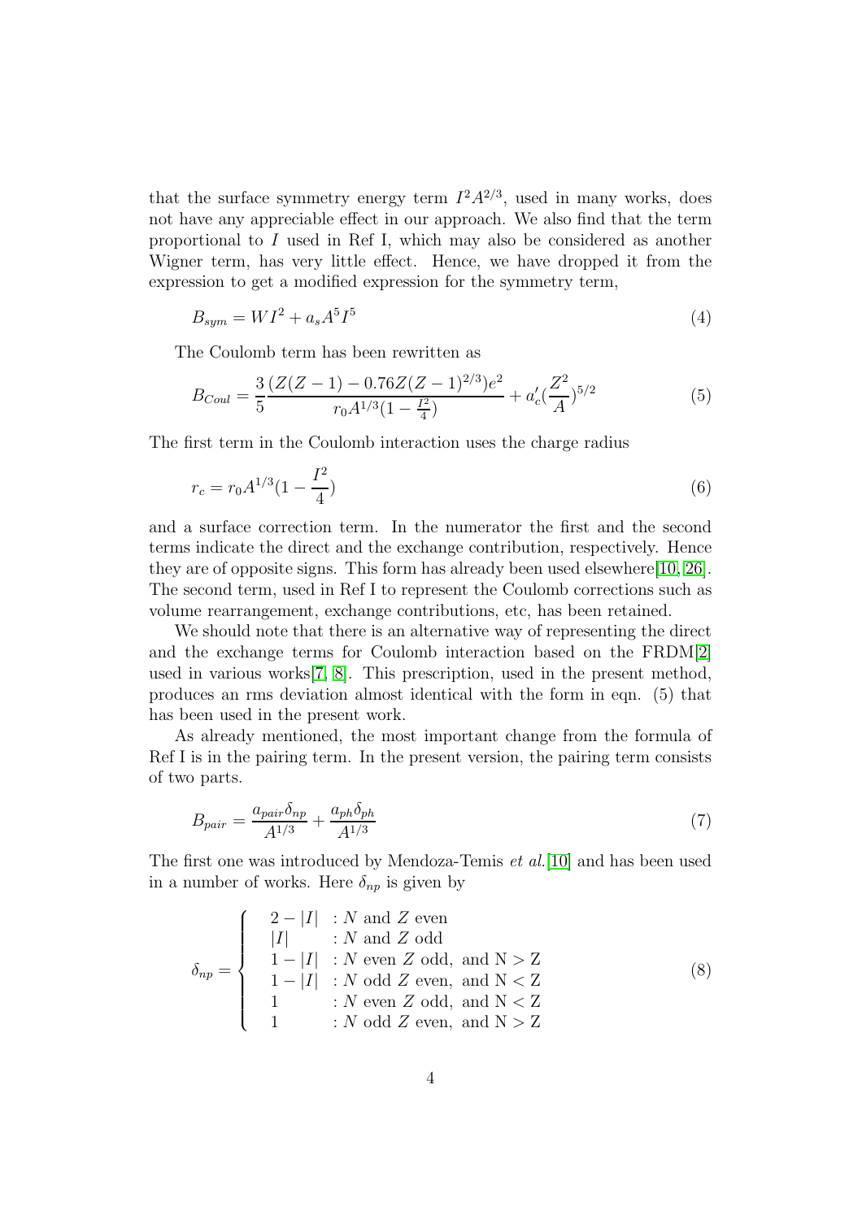that the surface symmetry energy term $I^2A^{2/3}$, used in many works, does not have any appreciable effect in our approach. We also find that the term proportional to $I$ used in Ref I, which may also be considered as another Wigner term, has very little effect. Hence, we have dropped it from the expression to get a modified expression for the symmetry term,

$$B_{sym} = WI^2 + a_s A^5 I^5 \tag{4}$$

The Coulomb term has been rewritten as

$$B_{Coul} = \frac{3}{5}\frac{(Z(Z-1) - 0.76Z(Z-1)^{2/3})e^2}{r_0 A^{1/3}(1-\frac{I^2}{4})} + a_c'(\frac{Z^2}{A})^{5/2} \tag{5}$$

The first term in the Coulomb interaction uses the charge radius

$$r_c = r_0 A^{1/3}(1 - \frac{I^2}{4}) \tag{6}$$

and a surface correction term. In the numerator the first and the second terms indicate the direct and the exchange contribution, respectively. Hence they are of opposite signs. This form has already been used elsewhere[10, 26]. The second term, used in Ref I to represent the Coulomb corrections such as volume rearrangement, exchange contributions, etc, has been retained.

We should note that there is an alternative way of representing the direct and the exchange terms for Coulomb interaction based on the FRDM[2] used in various works[7, 8]. This prescription, used in the present method, produces an rms deviation almost identical with the form in eqn. (5) that has been used in the present work.

As already mentioned, the most important change from the formula of Ref I is in the pairing term. In the present version, the pairing term consists of two parts.

$$B_{pair} = \frac{a_{pair}\delta_{np}}{A^{1/3}} + \frac{a_{ph}\delta_{ph}}{A^{1/3}} \tag{7}$$

The first one was introduced by Mendoza-Temis *et al.*[10] and has been used in a number of works. Here $\delta_{np}$ is given by

$$\delta_{np} = \left\{ \begin{array}{ll} 2-|I| & : N \text{ and } Z \text{ even} \\ |I| & : N \text{ and } Z \text{ odd} \\ 1-|I| & : N \text{ even } Z \text{ odd, and } \mathrm{N} > \mathrm{Z} \\ 1-|I| & : N \text{ odd } Z \text{ even, and } \mathrm{N} < \mathrm{Z} \\ 1 & : N \text{ even } Z \text{ odd, and } \mathrm{N} < \mathrm{Z} \\ 1 & : N \text{ odd } Z \text{ even, and } \mathrm{N} > \mathrm{Z} \end{array} \right. \tag{8}$$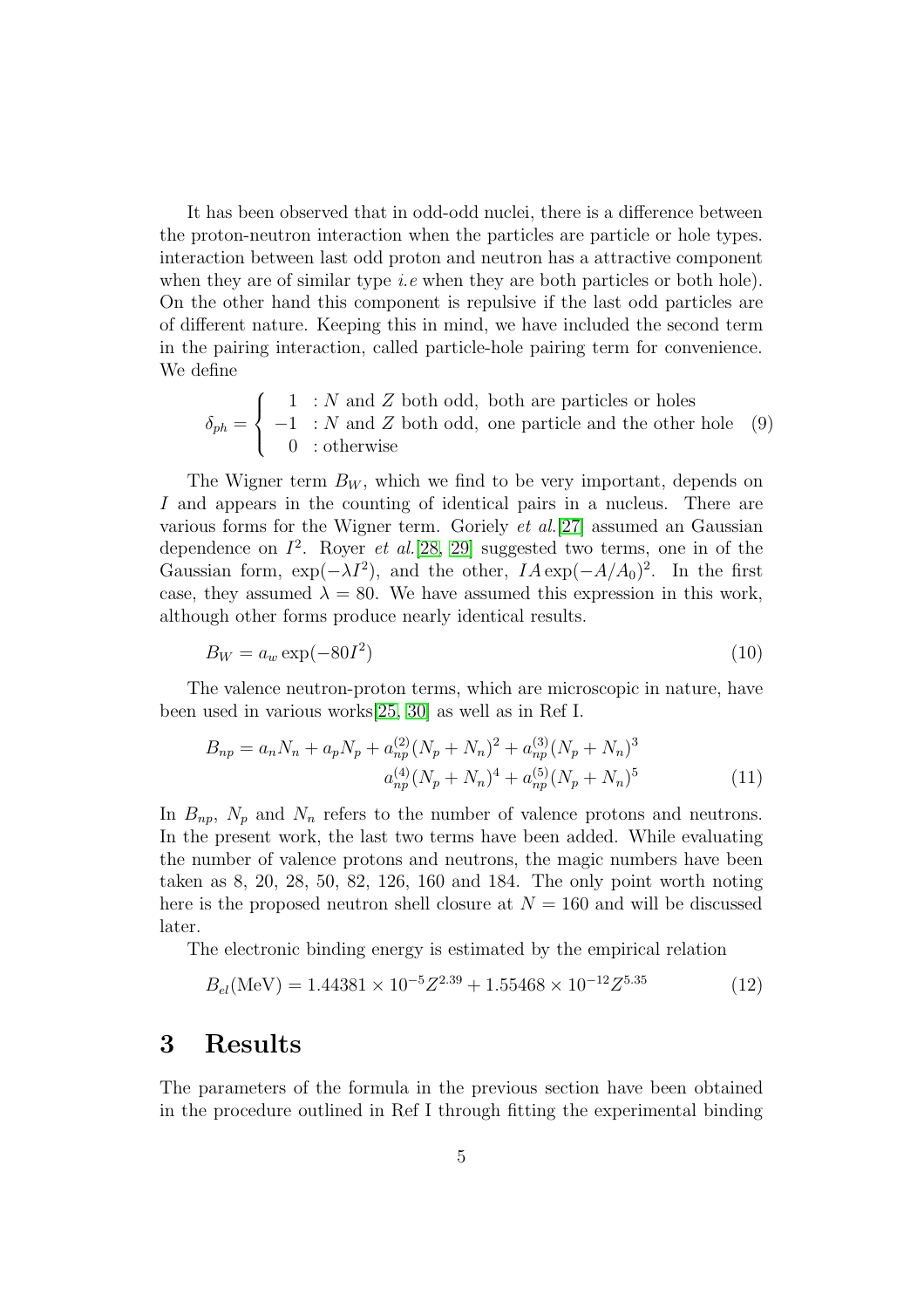It has been observed that in odd-odd nuclei, there is a difference between the proton-neutron interaction when the particles are particle or hole types. interaction between last odd proton and neutron has a attractive component when they are of similar type *i.e* when they are both particles or both hole). On the other hand this component is repulsive if the last odd particles are of different nature. Keeping this in mind, we have included the second term in the pairing interaction, called particle-hole pairing term for convenience. We define

$$\delta_{ph} = \begin{cases} 1 & : N \text{ and } Z \text{ both odd, both are particles or holes} \\ -1 & : N \text{ and } Z \text{ both odd, one particle and the other hole} \\ 0 & : \text{otherwise} \end{cases} \quad (9)$$

The Wigner term $B_W$, which we find to be very important, depends on $I$ and appears in the counting of identical pairs in a nucleus. There are various forms for the Wigner term. Goriely *et al.*[27] assumed an Gaussian dependence on $I^2$. Royer *et al.*[28, 29] suggested two terms, one in of the Gaussian form, $\exp(-\lambda I^2)$, and the other, $IA\exp(-A/A_0)^2$. In the first case, they assumed $\lambda = 80$. We have assumed this expression in this work, although other forms produce nearly identical results.

$$B_W = a_w \exp(-80I^2) \quad (10)$$

The valence neutron-proton terms, which are microscopic in nature, have been used in various works[25, 30] as well as in Ref I.

$$B_{np} = a_n N_n + a_p N_p + a_{np}^{(2)}(N_p + N_n)^2 + a_{np}^{(3)}(N_p + N_n)^3$$
$$a_{np}^{(4)}(N_p + N_n)^4 + a_{np}^{(5)}(N_p + N_n)^5 \quad (11)$$

In $B_{np}$, $N_p$ and $N_n$ refers to the number of valence protons and neutrons. In the present work, the last two terms have been added. While evaluating the number of valence protons and neutrons, the magic numbers have been taken as 8, 20, 28, 50, 82, 126, 160 and 184. The only point worth noting here is the proposed neutron shell closure at $N = 160$ and will be discussed later.

The electronic binding energy is estimated by the empirical relation

$$B_{el}(\text{MeV}) = 1.44381 \times 10^{-5} Z^{2.39} + 1.55468 \times 10^{-12} Z^{5.35} \quad (12)$$

# 3 Results

The parameters of the formula in the previous section have been obtained in the procedure outlined in Ref I through fitting the experimental binding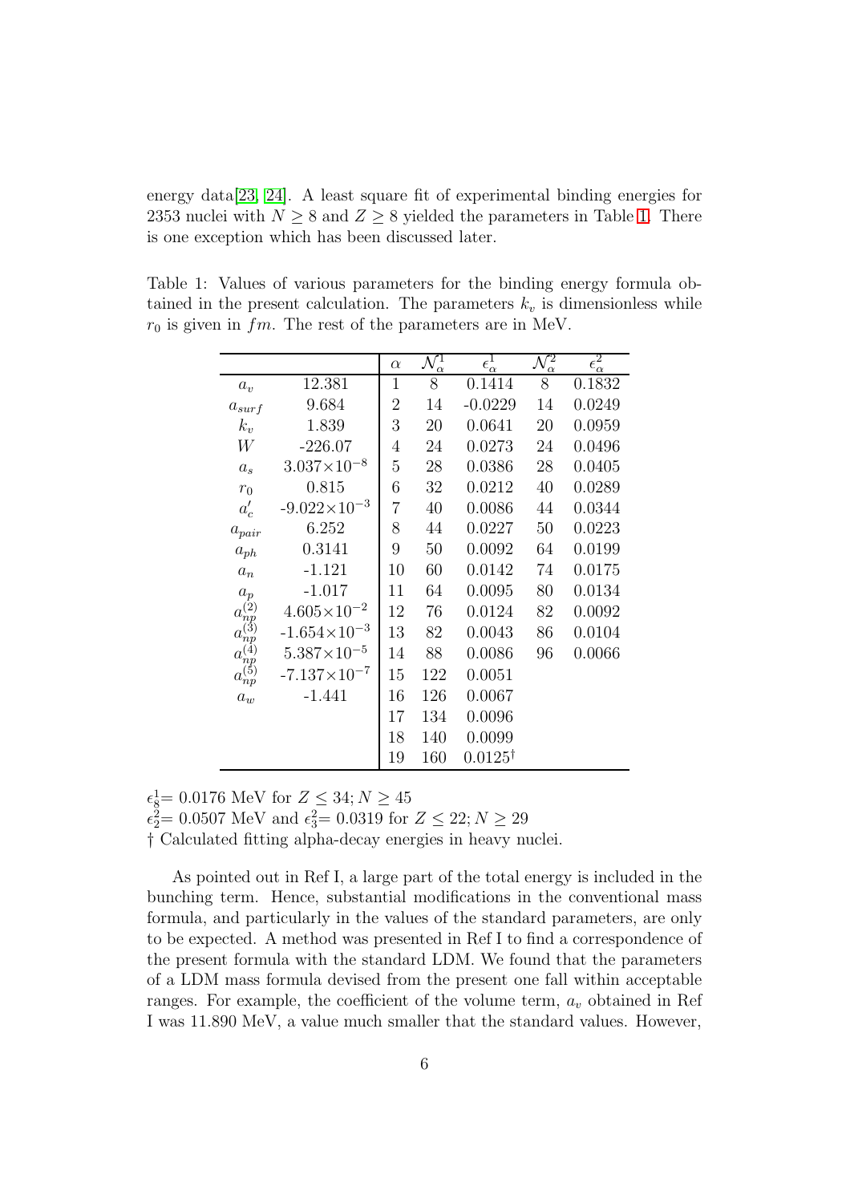energy data[23, 24]. A least square fit of experimental binding energies for 2353 nuclei with $N \geq 8$ and $Z \geq 8$ yielded the parameters in Table 1. There is one exception which has been discussed later.

Table 1: Values of various parameters for the binding energy formula obtained in the present calculation. The parameters $k_v$ is dimensionless while $r_0$ is given in $fm$. The rest of the parameters are in MeV.

| | | $\alpha$ | $\mathcal{N}_\alpha^1$ | $\epsilon_\alpha^1$ | $\mathcal{N}_\alpha^2$ | $\epsilon_\alpha^2$ |
|---|---|---|---|---|---|---|
| $a_v$ | 12.381 | 1 | 8 | 0.1414 | 8 | 0.1832 |
| $a_{surf}$ | 9.684 | 2 | 14 | -0.0229 | 14 | 0.0249 |
| $k_v$ | 1.839 | 3 | 20 | 0.0641 | 20 | 0.0959 |
| $W$ | -226.07 | 4 | 24 | 0.0273 | 24 | 0.0496 |
| $a_s$ | $3.037\times10^{-8}$ | 5 | 28 | 0.0386 | 28 | 0.0405 |
| $r_0$ | 0.815 | 6 | 32 | 0.0212 | 40 | 0.0289 |
| $a_c'$ | $-9.022\times10^{-3}$ | 7 | 40 | 0.0086 | 44 | 0.0344 |
| $a_{pair}$ | 6.252 | 8 | 44 | 0.0227 | 50 | 0.0223 |
| $a_{ph}$ | 0.3141 | 9 | 50 | 0.0092 | 64 | 0.0199 |
| $a_n$ | -1.121 | 10 | 60 | 0.0142 | 74 | 0.0175 |
| $a_p$ | -1.017 | 11 | 64 | 0.0095 | 80 | 0.0134 |
| $a_{np}^{(2)}$ | $4.605\times10^{-2}$ | 12 | 76 | 0.0124 | 82 | 0.0092 |
| $a_{np}^{(3)}$ | $-1.654\times10^{-3}$ | 13 | 82 | 0.0043 | 86 | 0.0104 |
| $a_{np}^{(4)}$ | $5.387\times10^{-5}$ | 14 | 88 | 0.0086 | 96 | 0.0066 |
| $a_{np}^{(5)}$ | $-7.137\times10^{-7}$ | 15 | 122 | 0.0051 | | |
| $a_w$ | -1.441 | 16 | 126 | 0.0067 | | |
| | | 17 | 134 | 0.0096 | | |
| | | 18 | 140 | 0.0099 | | |
| | | 19 | 160 | $0.0125^{\dagger}$ | | |

$\epsilon_8^1$= 0.0176 MeV for $Z \leq 34; N \geq 45$
$\epsilon_2^2$= 0.0507 MeV and $\epsilon_3^2$= 0.0319 for $Z \leq 22; N \geq 29$
† Calculated fitting alpha-decay energies in heavy nuclei.

As pointed out in Ref I, a large part of the total energy is included in the bunching term. Hence, substantial modifications in the conventional mass formula, and particularly in the values of the standard parameters, are only to be expected. A method was presented in Ref I to find a correspondence of the present formula with the standard LDM. We found that the parameters of a LDM mass formula devised from the present one fall within acceptable ranges. For example, the coefficient of the volume term, $a_v$ obtained in Ref I was 11.890 MeV, a value much smaller that the standard values. However,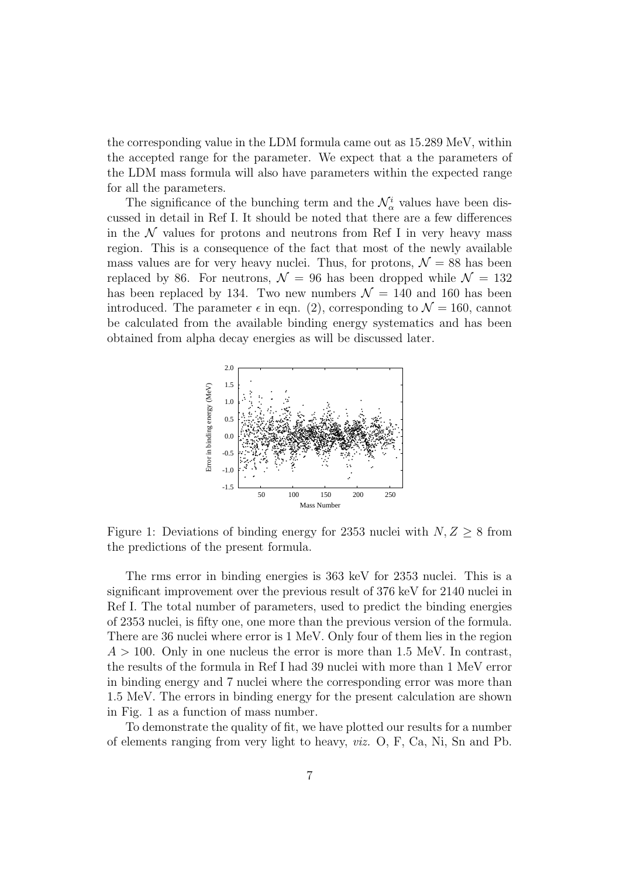the corresponding value in the LDM formula came out as 15.289 MeV, within the accepted range for the parameter. We expect that a the parameters of the LDM mass formula will also have parameters within the expected range for all the parameters.

The significance of the bunching term and the $\mathcal{N}_\alpha^i$ values have been discussed in detail in Ref I. It should be noted that there are a few differences in the $\mathcal{N}$ values for protons and neutrons from Ref I in very heavy mass region. This is a consequence of the fact that most of the newly available mass values are for very heavy nuclei. Thus, for protons, $\mathcal{N} = 88$ has been replaced by 86. For neutrons, $\mathcal{N} = 96$ has been dropped while $\mathcal{N} = 132$ has been replaced by 134. Two new numbers $\mathcal{N} = 140$ and 160 has been introduced. The parameter $\epsilon$ in eqn. (2), corresponding to $\mathcal{N} = 160$, cannot be calculated from the available binding energy systematics and has been obtained from alpha decay energies as will be discussed later.

Figure 1: Deviations of binding energy for 2353 nuclei with $N, Z \geq 8$ from the predictions of the present formula.

The rms error in binding energies is 363 keV for 2353 nuclei. This is a significant improvement over the previous result of 376 keV for 2140 nuclei in Ref I. The total number of parameters, used to predict the binding energies of 2353 nuclei, is fifty one, one more than the previous version of the formula. There are 36 nuclei where error is 1 MeV. Only four of them lies in the region $A > 100$. Only in one nucleus the error is more than 1.5 MeV. In contrast, the results of the formula in Ref I had 39 nuclei with more than 1 MeV error in binding energy and 7 nuclei where the corresponding error was more than 1.5 MeV. The errors in binding energy for the present calculation are shown in Fig. 1 as a function of mass number.

To demonstrate the quality of fit, we have plotted our results for a number of elements ranging from very light to heavy, *viz.* O, F, Ca, Ni, Sn and Pb.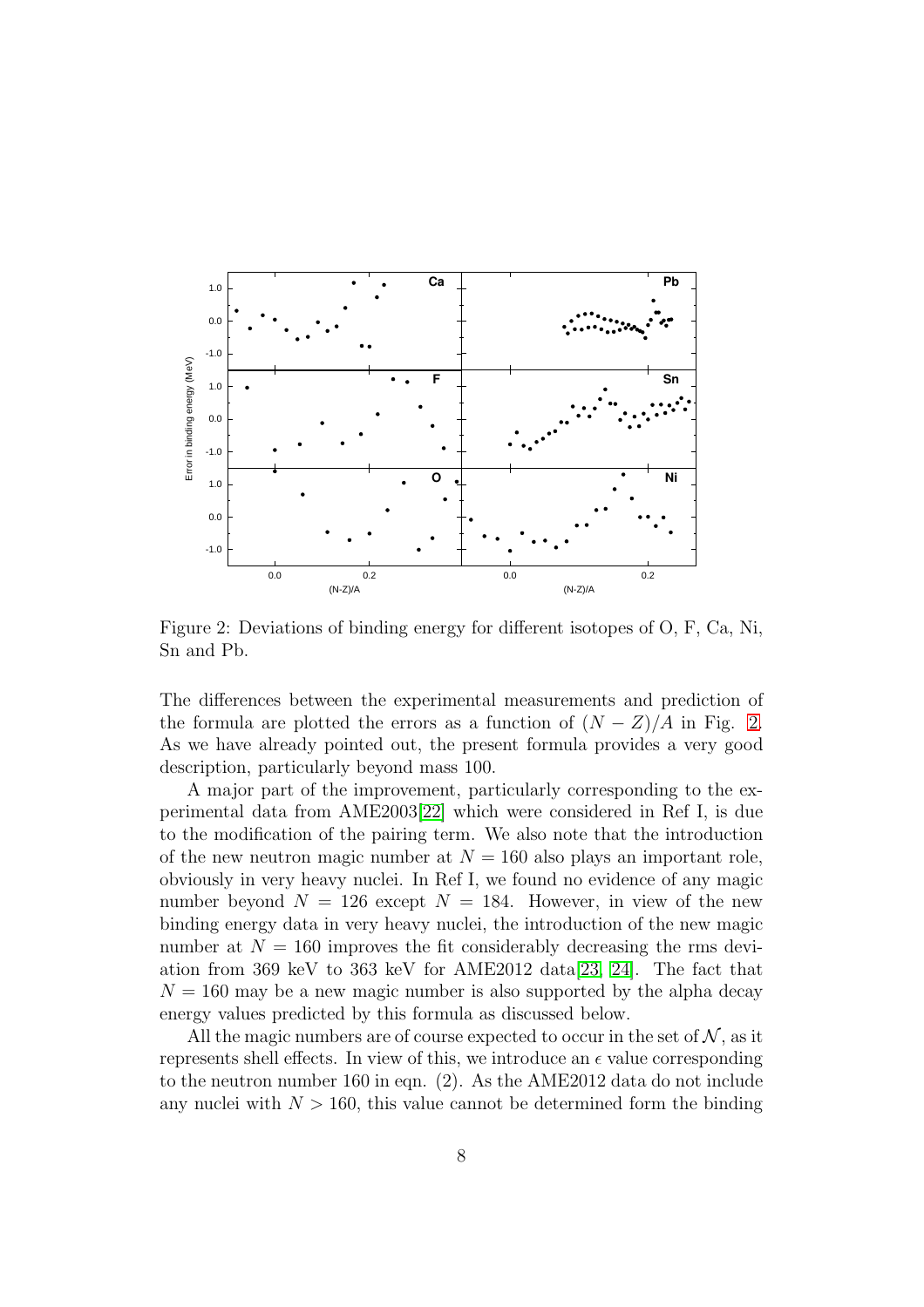Figure 2: Deviations of binding energy for different isotopes of O, F, Ca, Ni, Sn and Pb.

The differences between the experimental measurements and prediction of the formula are plotted the errors as a function of $(N-Z)/A$ in Fig. 2. As we have already pointed out, the present formula provides a very good description, particularly beyond mass 100.

A major part of the improvement, particularly corresponding to the experimental data from AME2003[22] which were considered in Ref I, is due to the modification of the pairing term. We also note that the introduction of the new neutron magic number at $N = 160$ also plays an important role, obviously in very heavy nuclei. In Ref I, we found no evidence of any magic number beyond $N = 126$ except $N = 184$. However, in view of the new binding energy data in very heavy nuclei, the introduction of the new magic number at $N = 160$ improves the fit considerably decreasing the rms deviation from 369 keV to 363 keV for AME2012 data[23, 24]. The fact that $N = 160$ may be a new magic number is also supported by the alpha decay energy values predicted by this formula as discussed below.

All the magic numbers are of course expected to occur in the set of $\mathcal{N}$, as it represents shell effects. In view of this, we introduce an $\epsilon$ value corresponding to the neutron number 160 in eqn. (2). As the AME2012 data do not include any nuclei with $N > 160$, this value cannot be determined form the binding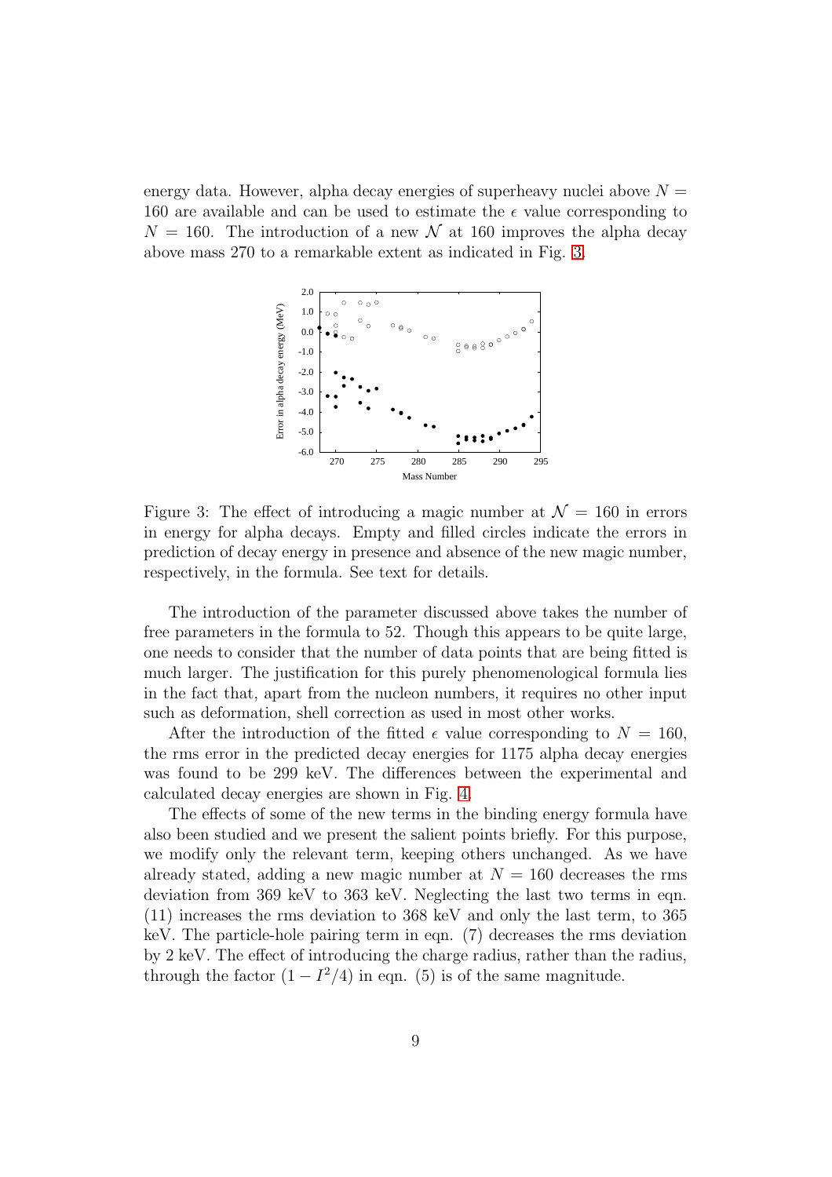energy data. However, alpha decay energies of superheavy nuclei above $N = 160$ are available and can be used to estimate the $\epsilon$ value corresponding to $N = 160$. The introduction of a new $\mathcal{N}$ at 160 improves the alpha decay above mass 270 to a remarkable extent as indicated in Fig. 3.

Figure 3: The effect of introducing a magic number at $\mathcal{N} = 160$ in errors in energy for alpha decays. Empty and filled circles indicate the errors in prediction of decay energy in presence and absence of the new magic number, respectively, in the formula. See text for details.

The introduction of the parameter discussed above takes the number of free parameters in the formula to 52. Though this appears to be quite large, one needs to consider that the number of data points that are being fitted is much larger. The justification for this purely phenomenological formula lies in the fact that, apart from the nucleon numbers, it requires no other input such as deformation, shell correction as used in most other works.

After the introduction of the fitted $\epsilon$ value corresponding to $N = 160$, the rms error in the predicted decay energies for 1175 alpha decay energies was found to be 299 keV. The differences between the experimental and calculated decay energies are shown in Fig. 4.

The effects of some of the new terms in the binding energy formula have also been studied and we present the salient points briefly. For this purpose, we modify only the relevant term, keeping others unchanged. As we have already stated, adding a new magic number at $N = 160$ decreases the rms deviation from 369 keV to 363 keV. Neglecting the last two terms in eqn. (11) increases the rms deviation to 368 keV and only the last term, to 365 keV. The particle-hole pairing term in eqn. (7) decreases the rms deviation by 2 keV. The effect of introducing the charge radius, rather than the radius, through the factor $(1 - I^2/4)$ in eqn. (5) is of the same magnitude.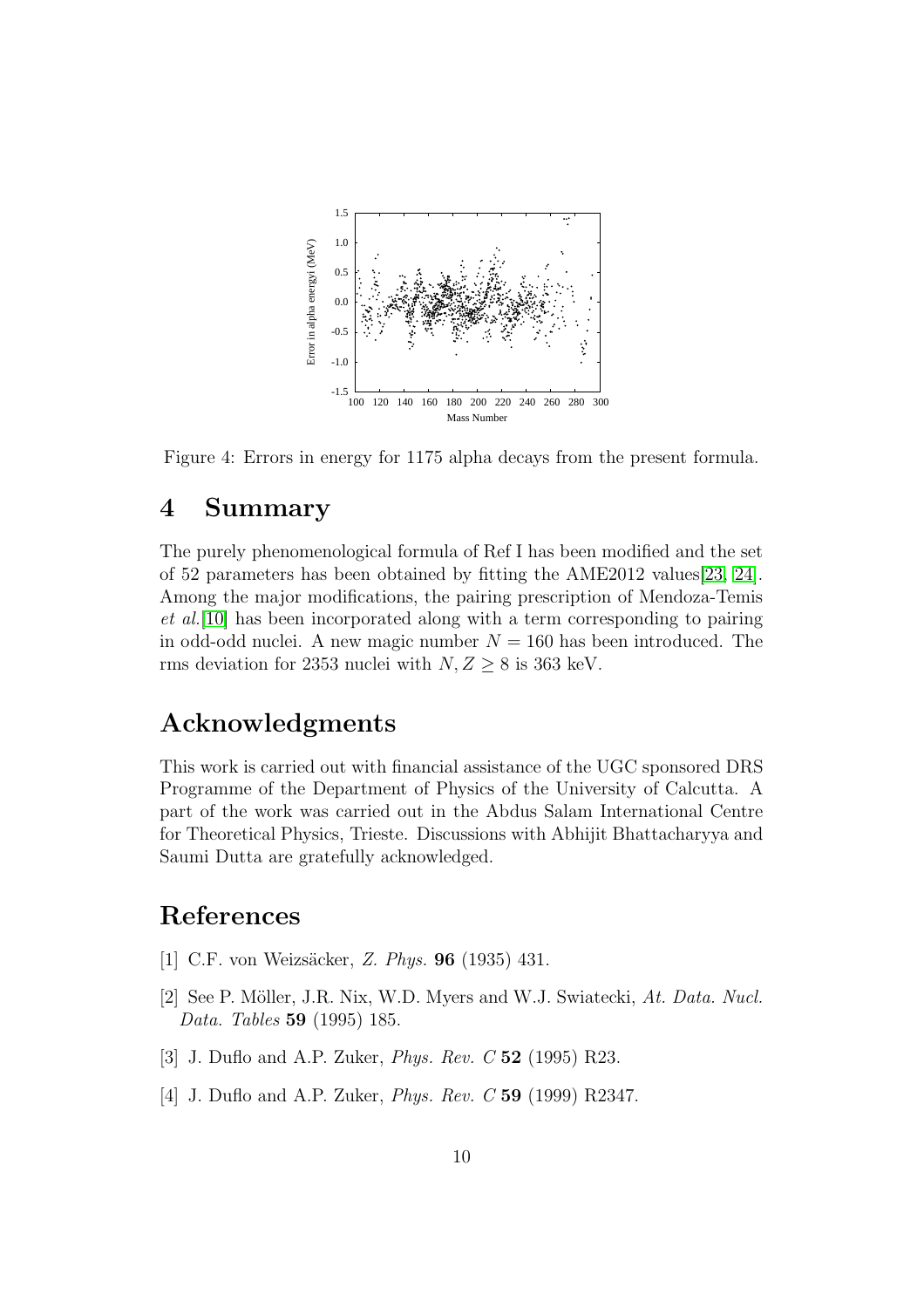Figure 4: Errors in energy for 1175 alpha decays from the present formula.

## 4 Summary

The purely phenomenological formula of Ref I has been modified and the set of 52 parameters has been obtained by fitting the AME2012 values[23, 24]. Among the major modifications, the pairing prescription of Mendoza-Temis *et al.*[10] has been incorporated along with a term corresponding to pairing in odd-odd nuclei. A new magic number $N = 160$ has been introduced. The rms deviation for 2353 nuclei with $N, Z \geq 8$ is 363 keV.

## Acknowledgments

This work is carried out with financial assistance of the UGC sponsored DRS Programme of the Department of Physics of the University of Calcutta. A part of the work was carried out in the Abdus Salam International Centre for Theoretical Physics, Trieste. Discussions with Abhijit Bhattacharyya and Saumi Dutta are gratefully acknowledged.

## References

[1] C.F. von Weizsäcker, *Z. Phys.* **96** (1935) 431.

[2] See P. Möller, J.R. Nix, W.D. Myers and W.J. Swiatecki, *At. Data. Nucl. Data. Tables* **59** (1995) 185.

[3] J. Duflo and A.P. Zuker, *Phys. Rev. C* **52** (1995) R23.

[4] J. Duflo and A.P. Zuker, *Phys. Rev. C* **59** (1999) R2347.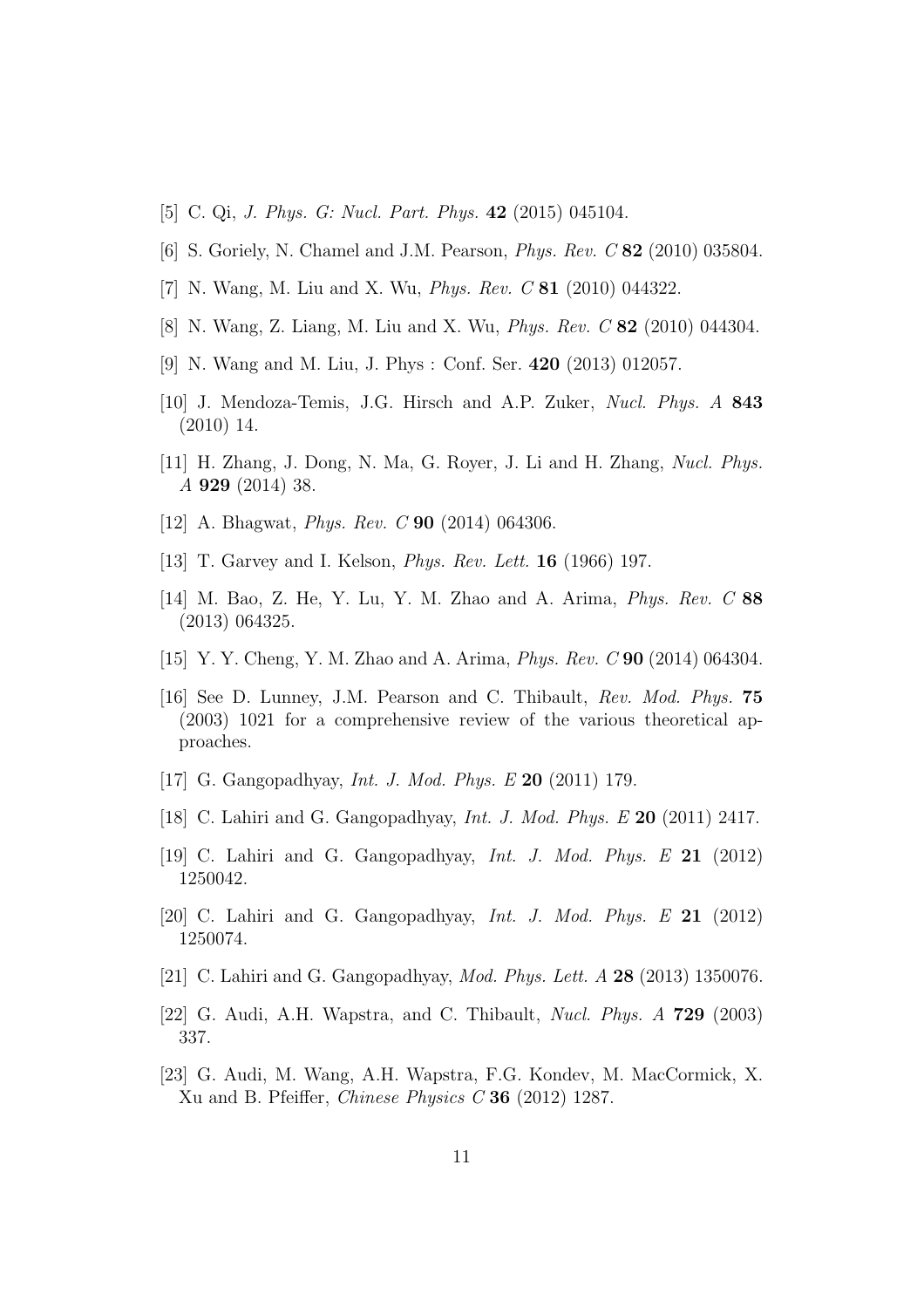[5] C. Qi, *J. Phys. G: Nucl. Part. Phys.* **42** (2015) 045104.

[6] S. Goriely, N. Chamel and J.M. Pearson, *Phys. Rev. C* **82** (2010) 035804.

[7] N. Wang, M. Liu and X. Wu, *Phys. Rev. C* **81** (2010) 044322.

[8] N. Wang, Z. Liang, M. Liu and X. Wu, *Phys. Rev. C* **82** (2010) 044304.

[9] N. Wang and M. Liu, J. Phys : Conf. Ser. **420** (2013) 012057.

[10] J. Mendoza-Temis, J.G. Hirsch and A.P. Zuker, *Nucl. Phys. A* **843** (2010) 14.

[11] H. Zhang, J. Dong, N. Ma, G. Royer, J. Li and H. Zhang, *Nucl. Phys. A* **929** (2014) 38.

[12] A. Bhagwat, *Phys. Rev. C* **90** (2014) 064306.

[13] T. Garvey and I. Kelson, *Phys. Rev. Lett.* **16** (1966) 197.

[14] M. Bao, Z. He, Y. Lu, Y. M. Zhao and A. Arima, *Phys. Rev. C* **88** (2013) 064325.

[15] Y. Y. Cheng, Y. M. Zhao and A. Arima, *Phys. Rev. C* **90** (2014) 064304.

[16] See D. Lunney, J.M. Pearson and C. Thibault, *Rev. Mod. Phys.* **75** (2003) 1021 for a comprehensive review of the various theoretical approaches.

[17] G. Gangopadhyay, *Int. J. Mod. Phys. E* **20** (2011) 179.

[18] C. Lahiri and G. Gangopadhyay, *Int. J. Mod. Phys. E* **20** (2011) 2417.

[19] C. Lahiri and G. Gangopadhyay, *Int. J. Mod. Phys. E* **21** (2012) 1250042.

[20] C. Lahiri and G. Gangopadhyay, *Int. J. Mod. Phys. E* **21** (2012) 1250074.

[21] C. Lahiri and G. Gangopadhyay, *Mod. Phys. Lett. A* **28** (2013) 1350076.

[22] G. Audi, A.H. Wapstra, and C. Thibault, *Nucl. Phys. A* **729** (2003) 337.

[23] G. Audi, M. Wang, A.H. Wapstra, F.G. Kondev, M. MacCormick, X. Xu and B. Pfeiffer, *Chinese Physics C* **36** (2012) 1287.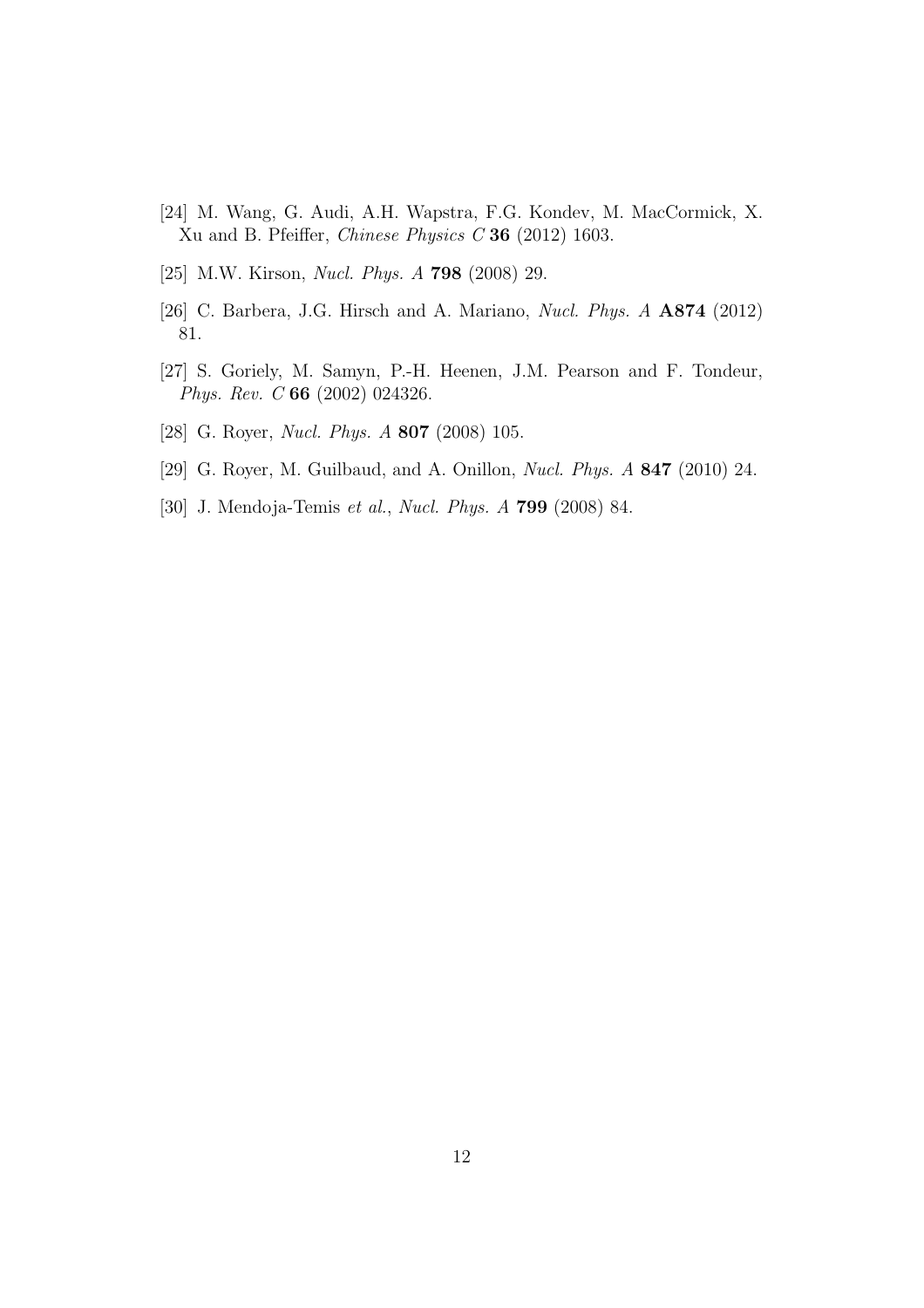[24] M. Wang, G. Audi, A.H. Wapstra, F.G. Kondev, M. MacCormick, X. Xu and B. Pfeiffer, *Chinese Physics C* **36** (2012) 1603.

[25] M.W. Kirson, *Nucl. Phys. A* **798** (2008) 29.

[26] C. Barbera, J.G. Hirsch and A. Mariano, *Nucl. Phys. A* **A874** (2012) 81.

[27] S. Goriely, M. Samyn, P.-H. Heenen, J.M. Pearson and F. Tondeur, *Phys. Rev. C* **66** (2002) 024326.

[28] G. Royer, *Nucl. Phys. A* **807** (2008) 105.

[29] G. Royer, M. Guilbaud, and A. Onillon, *Nucl. Phys. A* **847** (2010) 24.

[30] J. Mendoja-Temis *et al.*, *Nucl. Phys. A* **799** (2008) 84.